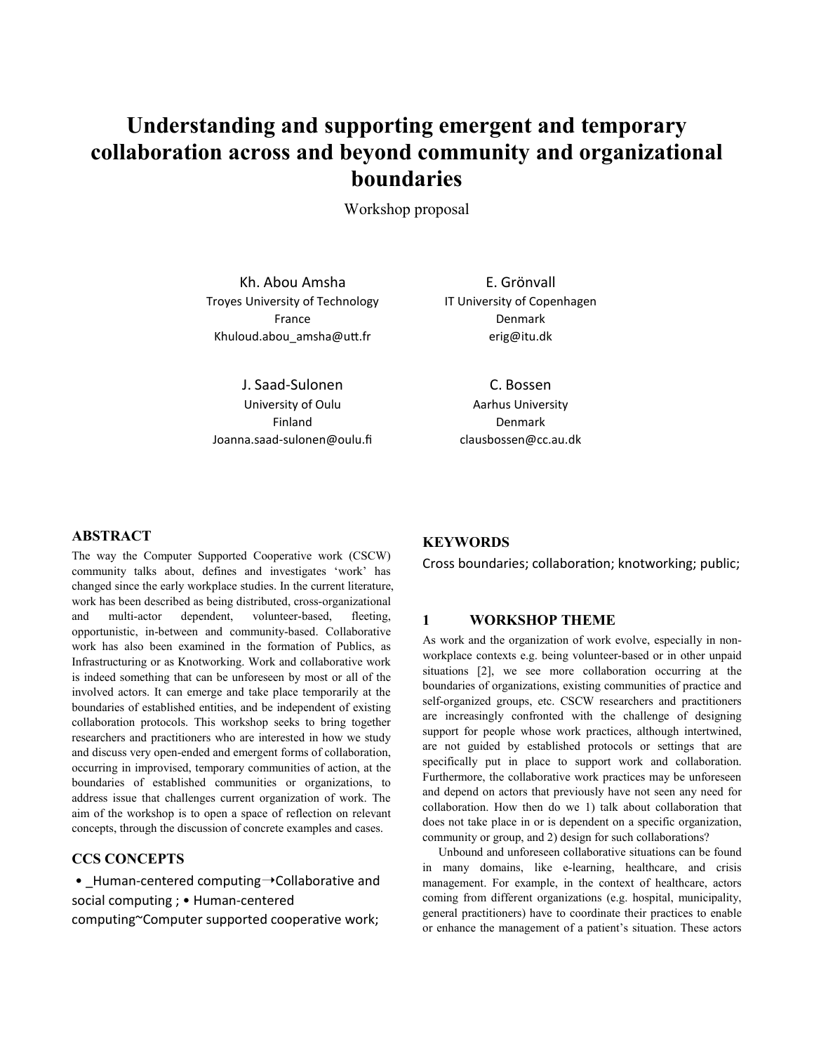# Understanding and supporting emergent and temporary collaboration across and beyond community and organizational boundaries

Workshop proposal

Kh. Abou Amsha
Troyes University of Technology
France
Khuloud.abou_amsha@utt.fr

E. Grönvall
IT University of Copenhagen
Denmark
erig@itu.dk

J. Saad-Sulonen
University of Oulu
Finland
Joanna.saad-sulonen@oulu.fi

C. Bossen
Aarhus University
Denmark
clausbossen@cc.au.dk

## ABSTRACT

The way the Computer Supported Cooperative work (CSCW) community talks about, defines and investigates 'work' has changed since the early workplace studies. In the current literature, work has been described as being distributed, cross-organizational and multi-actor dependent, volunteer-based, fleeting, opportunistic, in-between and community-based. Collaborative work has also been examined in the formation of Publics, as Infrastructuring or as Knotworking. Work and collaborative work is indeed something that can be unforeseen by most or all of the involved actors. It can emerge and take place temporarily at the boundaries of established entities, and be independent of existing collaboration protocols. This workshop seeks to bring together researchers and practitioners who are interested in how we study and discuss very open-ended and emergent forms of collaboration, occurring in improvised, temporary communities of action, at the boundaries of established communities or organizations, to address issue that challenges current organization of work. The aim of the workshop is to open a space of reflection on relevant concepts, through the discussion of concrete examples and cases.

## CCS CONCEPTS

• _Human-centered computing→Collaborative and social computing ; • Human-centered computing~Computer supported cooperative work;

## KEYWORDS

Cross boundaries; collaboration; knotworking; public;

## 1 WORKSHOP THEME

As work and the organization of work evolve, especially in non-workplace contexts e.g. being volunteer-based or in other unpaid situations [2], we see more collaboration occurring at the boundaries of organizations, existing communities of practice and self-organized groups, etc. CSCW researchers and practitioners are increasingly confronted with the challenge of designing support for people whose work practices, although intertwined, are not guided by established protocols or settings that are specifically put in place to support work and collaboration. Furthermore, the collaborative work practices may be unforeseen and depend on actors that previously have not seen any need for collaboration. How then do we 1) talk about collaboration that does not take place in or is dependent on a specific organization, community or group, and 2) design for such collaborations?

Unbound and unforeseen collaborative situations can be found in many domains, like e-learning, healthcare, and crisis management. For example, in the context of healthcare, actors coming from different organizations (e.g. hospital, municipality, general practitioners) have to coordinate their practices to enable or enhance the management of a patient's situation. These actors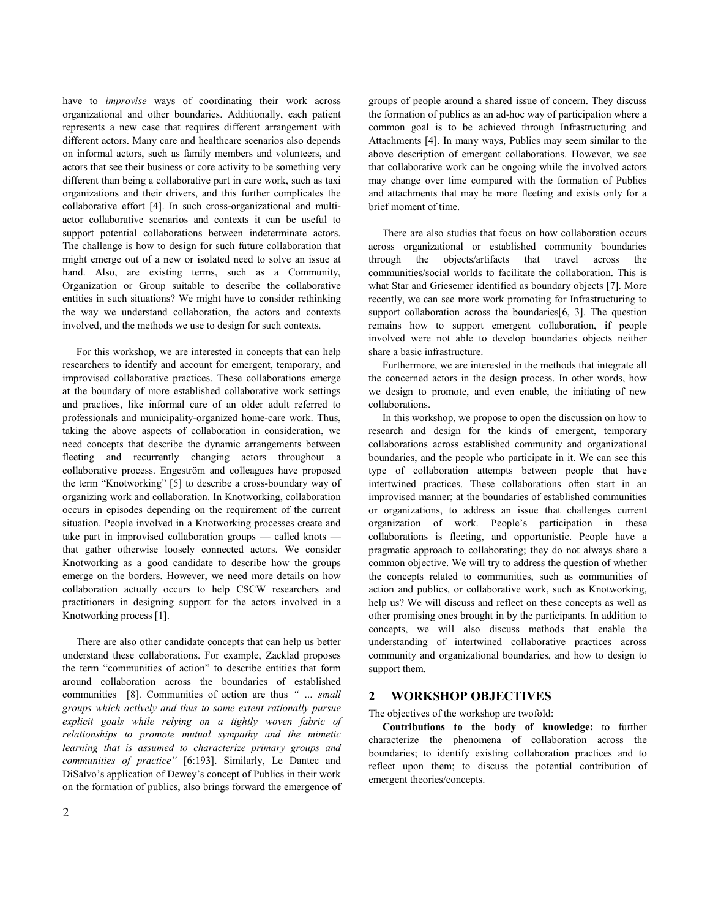have to *improvise* ways of coordinating their work across organizational and other boundaries. Additionally, each patient represents a new case that requires different arrangement with different actors. Many care and healthcare scenarios also depends on informal actors, such as family members and volunteers, and actors that see their business or core activity to be something very different than being a collaborative part in care work, such as taxi organizations and their drivers, and this further complicates the collaborative effort [4]. In such cross-organizational and multi-actor collaborative scenarios and contexts it can be useful to support potential collaborations between indeterminate actors. The challenge is how to design for such future collaboration that might emerge out of a new or isolated need to solve an issue at hand. Also, are existing terms, such as a Community, Organization or Group suitable to describe the collaborative entities in such situations? We might have to consider rethinking the way we understand collaboration, the actors and contexts involved, and the methods we use to design for such contexts.

For this workshop, we are interested in concepts that can help researchers to identify and account for emergent, temporary, and improvised collaborative practices. These collaborations emerge at the boundary of more established collaborative work settings and practices, like informal care of an older adult referred to professionals and municipality-organized home-care work. Thus, taking the above aspects of collaboration in consideration, we need concepts that describe the dynamic arrangements between fleeting and recurrently changing actors throughout a collaborative process. Engeström and colleagues have proposed the term "Knotworking" [5] to describe a cross-boundary way of organizing work and collaboration. In Knotworking, collaboration occurs in episodes depending on the requirement of the current situation. People involved in a Knotworking processes create and take part in improvised collaboration groups — called knots — that gather otherwise loosely connected actors. We consider Knotworking as a good candidate to describe how the groups emerge on the borders. However, we need more details on how collaboration actually occurs to help CSCW researchers and practitioners in designing support for the actors involved in a Knotworking process [1].

There are also other candidate concepts that can help us better understand these collaborations. For example, Zacklad proposes the term "communities of action" to describe entities that form around collaboration across the boundaries of established communities [8]. Communities of action are thus *" ... small groups which actively and thus to some extent rationally pursue explicit goals while relying on a tightly woven fabric of relationships to promote mutual sympathy and the mimetic learning that is assumed to characterize primary groups and communities of practice"* [6:193]. Similarly, Le Dantec and DiSalvo's application of Dewey's concept of Publics in their work on the formation of publics, also brings forward the emergence of groups of people around a shared issue of concern. They discuss the formation of publics as an ad-hoc way of participation where a common goal is to be achieved through Infrastructuring and Attachments [4]. In many ways, Publics may seem similar to the above description of emergent collaborations. However, we see that collaborative work can be ongoing while the involved actors may change over time compared with the formation of Publics and attachments that may be more fleeting and exists only for a brief moment of time.

There are also studies that focus on how collaboration occurs across organizational or established community boundaries through the objects/artifacts that travel across the communities/social worlds to facilitate the collaboration. This is what Star and Griesemer identified as boundary objects [7]. More recently, we can see more work promoting for Infrastructuring to support collaboration across the boundaries[6, 3]. The question remains how to support emergent collaboration, if people involved were not able to develop boundaries objects neither share a basic infrastructure.

Furthermore, we are interested in the methods that integrate all the concerned actors in the design process. In other words, how we design to promote, and even enable, the initiating of new collaborations.

In this workshop, we propose to open the discussion on how to research and design for the kinds of emergent, temporary collaborations across established community and organizational boundaries, and the people who participate in it. We can see this type of collaboration attempts between people that have intertwined practices. These collaborations often start in an improvised manner; at the boundaries of established communities or organizations, to address an issue that challenges current organization of work. People's participation in these collaborations is fleeting, and opportunistic. People have a pragmatic approach to collaborating; they do not always share a common objective. We will try to address the question of whether the concepts related to communities, such as communities of action and publics, or collaborative work, such as Knotworking, help us? We will discuss and reflect on these concepts as well as other promising ones brought in by the participants. In addition to concepts, we will also discuss methods that enable the understanding of intertwined collaborative practices across community and organizational boundaries, and how to design to support them.

## 2 WORKSHOP OBJECTIVES

The objectives of the workshop are twofold:

**Contributions to the body of knowledge:** to further characterize the phenomena of collaboration across the boundaries; to identify existing collaboration practices and to reflect upon them; to discuss the potential contribution of emergent theories/concepts.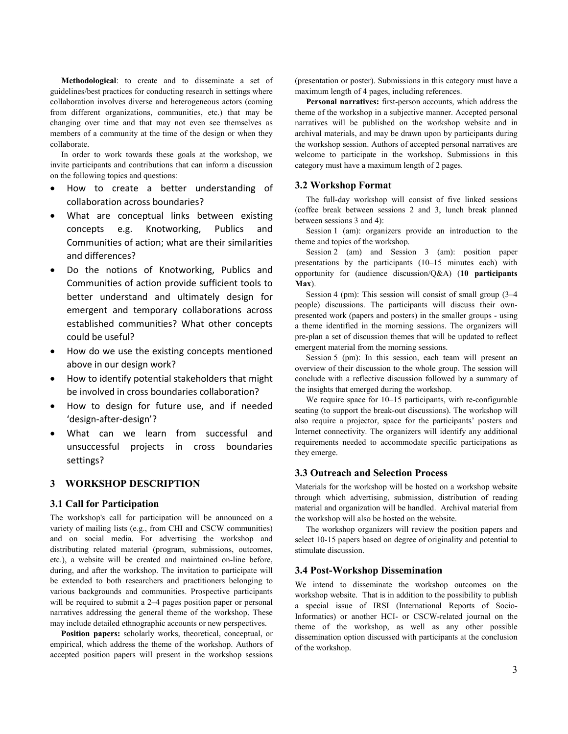**Methodological**: to create and to disseminate a set of guidelines/best practices for conducting research in settings where collaboration involves diverse and heterogeneous actors (coming from different organizations, communities, etc.) that may be changing over time and that may not even see themselves as members of a community at the time of the design or when they collaborate.

In order to work towards these goals at the workshop, we invite participants and contributions that can inform a discussion on the following topics and questions:

- How to create a better understanding of collaboration across boundaries?
- What are conceptual links between existing concepts e.g. Knotworking, Publics and Communities of action; what are their similarities and differences?
- Do the notions of Knotworking, Publics and Communities of action provide sufficient tools to better understand and ultimately design for emergent and temporary collaborations across established communities? What other concepts could be useful?
- How do we use the existing concepts mentioned above in our design work?
- How to identify potential stakeholders that might be involved in cross boundaries collaboration?
- How to design for future use, and if needed 'design-after-design'?
- What can we learn from successful and unsuccessful projects in cross boundaries settings?

## 3 WORKSHOP DESCRIPTION

### 3.1 Call for Participation

The workshop's call for participation will be announced on a variety of mailing lists (e.g., from CHI and CSCW communities) and on social media. For advertising the workshop and distributing related material (program, submissions, outcomes, etc.), a website will be created and maintained on-line before, during, and after the workshop. The invitation to participate will be extended to both researchers and practitioners belonging to various backgrounds and communities. Prospective participants will be required to submit a 2–4 pages position paper or personal narratives addressing the general theme of the workshop. These may include detailed ethnographic accounts or new perspectives.

**Position papers:** scholarly works, theoretical, conceptual, or empirical, which address the theme of the workshop. Authors of accepted position papers will present in the workshop sessions (presentation or poster). Submissions in this category must have a maximum length of 4 pages, including references.

**Personal narratives:** first-person accounts, which address the theme of the workshop in a subjective manner. Accepted personal narratives will be published on the workshop website and in archival materials, and may be drawn upon by participants during the workshop session. Authors of accepted personal narratives are welcome to participate in the workshop. Submissions in this category must have a maximum length of 2 pages.

### 3.2 Workshop Format

The full-day workshop will consist of five linked sessions (coffee break between sessions 2 and 3, lunch break planned between sessions 3 and 4):

Session 1 (am): organizers provide an introduction to the theme and topics of the workshop.

Session 2 (am) and Session 3 (am): position paper presentations by the participants (10–15 minutes each) with opportunity for (audience discussion/Q&A) (**10 participants Max**).

Session 4 (pm): This session will consist of small group (3–4 people) discussions. The participants will discuss their own-presented work (papers and posters) in the smaller groups - using a theme identified in the morning sessions. The organizers will pre-plan a set of discussion themes that will be updated to reflect emergent material from the morning sessions.

Session 5 (pm): In this session, each team will present an overview of their discussion to the whole group. The session will conclude with a reflective discussion followed by a summary of the insights that emerged during the workshop.

We require space for 10–15 participants, with re-configurable seating (to support the break-out discussions). The workshop will also require a projector, space for the participants' posters and Internet connectivity. The organizers will identify any additional requirements needed to accommodate specific participations as they emerge.

### 3.3 Outreach and Selection Process

Materials for the workshop will be hosted on a workshop website through which advertising, submission, distribution of reading material and organization will be handled. Archival material from the workshop will also be hosted on the website.

The workshop organizers will review the position papers and select 10-15 papers based on degree of originality and potential to stimulate discussion.

### 3.4 Post-Workshop Dissemination

We intend to disseminate the workshop outcomes on the workshop website. That is in addition to the possibility to publish a special issue of IRSI (International Reports of Socio-Informatics) or another HCI- or CSCW-related journal on the theme of the workshop, as well as any other possible dissemination option discussed with participants at the conclusion of the workshop.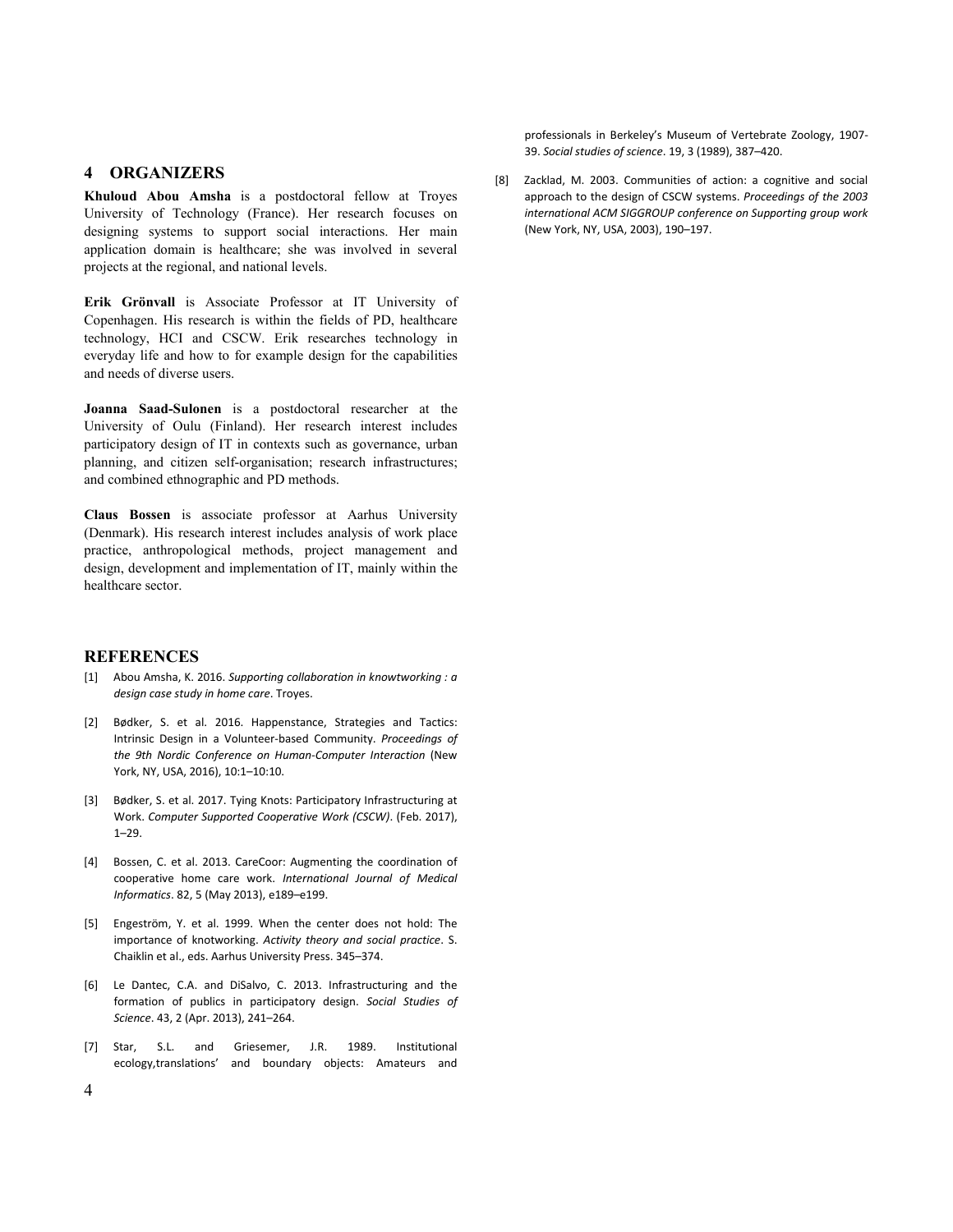## 4 ORGANIZERS

**Khuloud Abou Amsha** is a postdoctoral fellow at Troyes University of Technology (France). Her research focuses on designing systems to support social interactions. Her main application domain is healthcare; she was involved in several projects at the regional, and national levels.

**Erik Grönvall** is Associate Professor at IT University of Copenhagen. His research is within the fields of PD, healthcare technology, HCI and CSCW. Erik researches technology in everyday life and how to for example design for the capabilities and needs of diverse users.

**Joanna Saad-Sulonen** is a postdoctoral researcher at the University of Oulu (Finland). Her research interest includes participatory design of IT in contexts such as governance, urban planning, and citizen self-organisation; research infrastructures; and combined ethnographic and PD methods.

**Claus Bossen** is associate professor at Aarhus University (Denmark). His research interest includes analysis of work place practice, anthropological methods, project management and design, development and implementation of IT, mainly within the healthcare sector.

## REFERENCES

[1] Abou Amsha, K. 2016. *Supporting collaboration in knowtworking : a design case study in home care*. Troyes.

[2] Bødker, S. et al. 2016. Happenstance, Strategies and Tactics: Intrinsic Design in a Volunteer-based Community. *Proceedings of the 9th Nordic Conference on Human-Computer Interaction* (New York, NY, USA, 2016), 10:1–10:10.

[3] Bødker, S. et al. 2017. Tying Knots: Participatory Infrastructuring at Work. *Computer Supported Cooperative Work (CSCW)*. (Feb. 2017), 1–29.

[4] Bossen, C. et al. 2013. CareCoor: Augmenting the coordination of cooperative home care work. *International Journal of Medical Informatics*. 82, 5 (May 2013), e189–e199.

[5] Engeström, Y. et al. 1999. When the center does not hold: The importance of knotworking. *Activity theory and social practice*. S. Chaiklin et al., eds. Aarhus University Press. 345–374.

[6] Le Dantec, C.A. and DiSalvo, C. 2013. Infrastructuring and the formation of publics in participatory design. *Social Studies of Science*. 43, 2 (Apr. 2013), 241–264.

[7] Star, S.L. and Griesemer, J.R. 1989. Institutional ecology,translations' and boundary objects: Amateurs and professionals in Berkeley's Museum of Vertebrate Zoology, 1907-39. *Social studies of science*. 19, 3 (1989), 387–420.

[8] Zacklad, M. 2003. Communities of action: a cognitive and social approach to the design of CSCW systems. *Proceedings of the 2003 international ACM SIGGROUP conference on Supporting group work* (New York, NY, USA, 2003), 190–197.